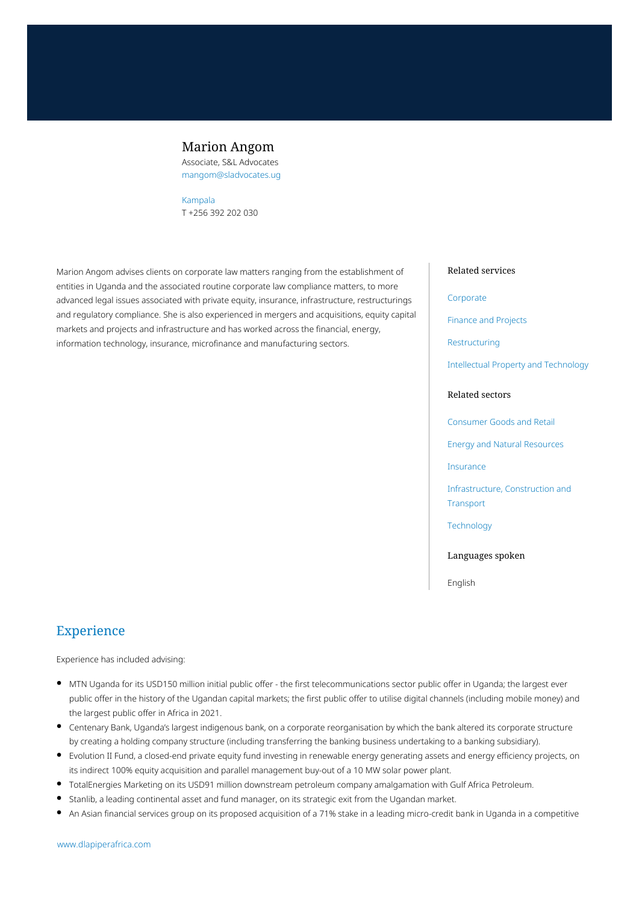# Marion Angom

Associate, S&L Advocates
mangom@sladvocates.ug

Kampala
T +256 392 202 030

Marion Angom advises clients on corporate law matters ranging from the establishment of entities in Uganda and the associated routine corporate law compliance matters, to more advanced legal issues associated with private equity, insurance, infrastructure, restructurings and regulatory compliance. She is also experienced in mergers and acquisitions, equity capital markets and projects and infrastructure and has worked across the financial, energy, information technology, insurance, microfinance and manufacturing sectors.

### Related services

- Corporate
- Finance and Projects
- Restructuring
- Intellectual Property and Technology

### Related sectors

- Consumer Goods and Retail
- Energy and Natural Resources
- Insurance
- Infrastructure, Construction and Transport
- Technology

### Languages spoken

English

## Experience

Experience has included advising:

- MTN Uganda for its USD150 million initial public offer - the first telecommunications sector public offer in Uganda; the largest ever public offer in the history of the Ugandan capital markets; the first public offer to utilise digital channels (including mobile money) and the largest public offer in Africa in 2021.
- Centenary Bank, Uganda's largest indigenous bank, on a corporate reorganisation by which the bank altered its corporate structure by creating a holding company structure (including transferring the banking business undertaking to a banking subsidiary).
- Evolution II Fund, a closed-end private equity fund investing in renewable energy generating assets and energy efficiency projects, on its indirect 100% equity acquisition and parallel management buy-out of a 10 MW solar power plant.
- TotalEnergies Marketing on its USD91 million downstream petroleum company amalgamation with Gulf Africa Petroleum.
- Stanlib, a leading continental asset and fund manager, on its strategic exit from the Ugandan market.
- An Asian financial services group on its proposed acquisition of a 71% stake in a leading micro-credit bank in Uganda in a competitive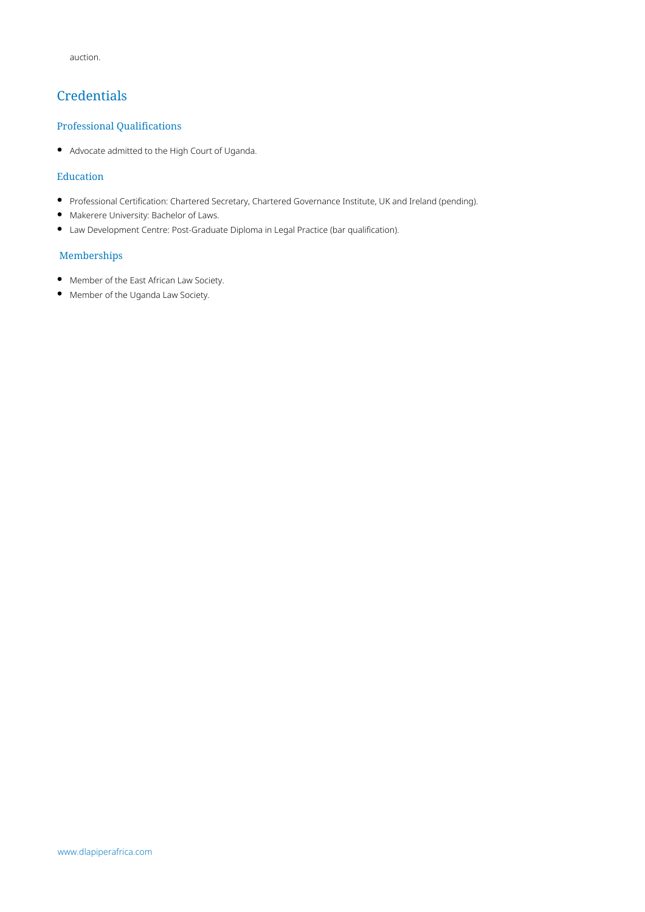auction.

## Credentials

### Professional Qualifications

- Advocate admitted to the High Court of Uganda.

### Education

- Professional Certification: Chartered Secretary, Chartered Governance Institute, UK and Ireland (pending).
- Makerere University: Bachelor of Laws.
- Law Development Centre: Post-Graduate Diploma in Legal Practice (bar qualification).

### Memberships

- Member of the East African Law Society.
- Member of the Uganda Law Society.

www.dlapiperafrica.com